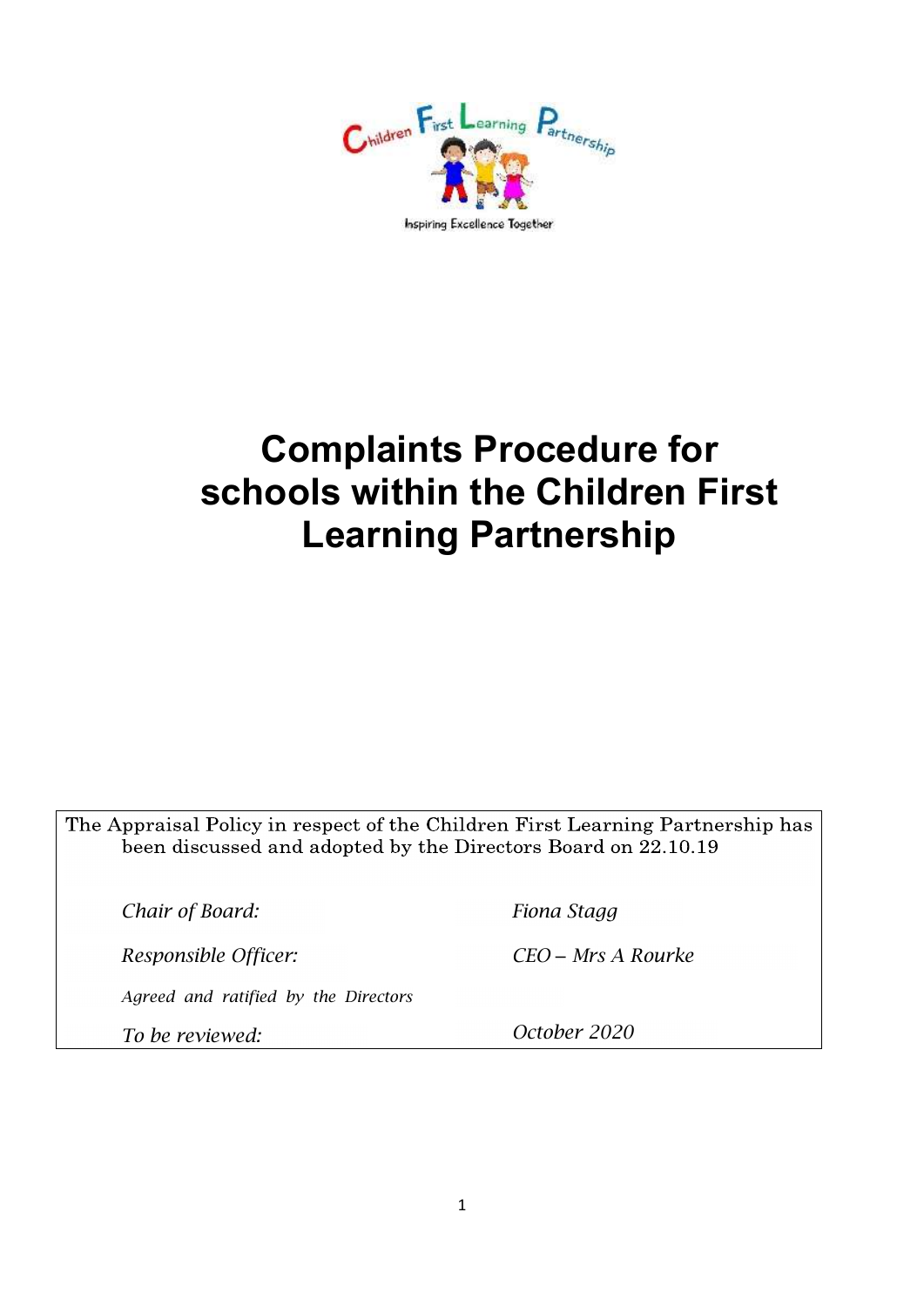Children First Learning Partnership

Inspiring Excellence Together

# Complaints Procedure for schools within the Children First Learning Partnership

The Appraisal Policy in respect of the Children First Learning Partnership has been discussed and adopted by the Directors Board on 22.10.19

| | |
|---|---|
| *Chair of Board:* | *Fiona Stagg* |
| *Responsible Officer:* | *CEO – Mrs A Rourke* |
| *Agreed and ratified by the Directors* | |
| *To be reviewed:* | *October 2020* |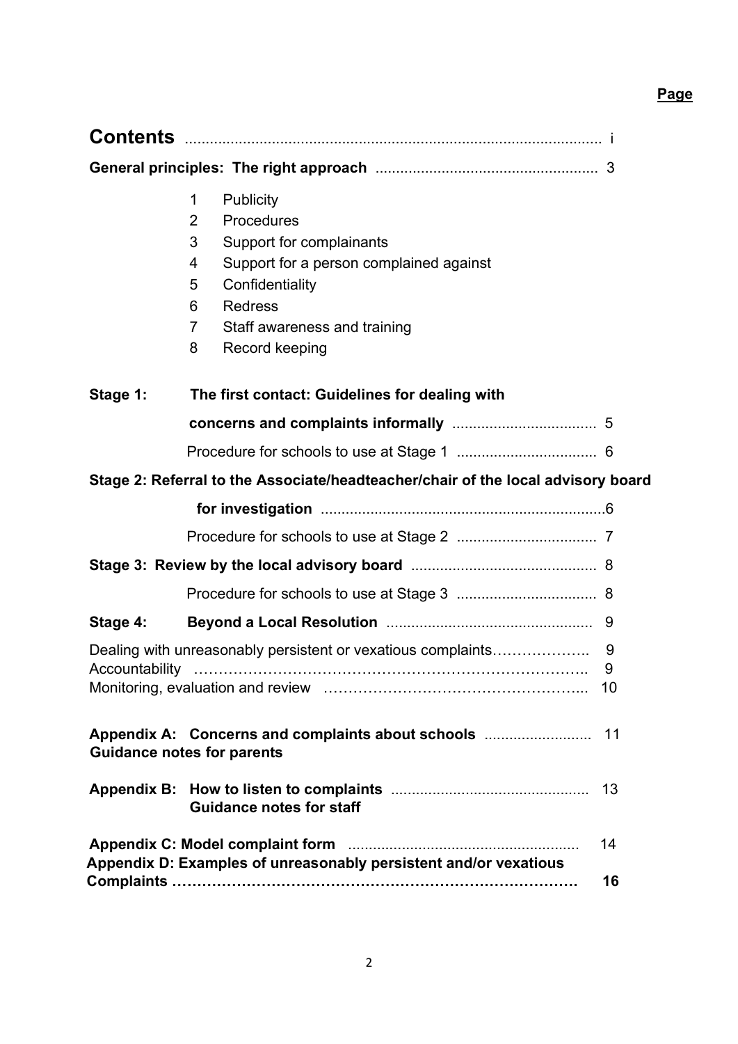**Page**

# Contents ........................................................................................................ i

**General principles: The right approach** ...................................................... 3

1. Publicity
2. Procedures
3. Support for complainants
4. Support for a person complained against
5. Confidentiality
6. Redress
7. Staff awareness and training
8. Record keeping

**Stage 1: The first contact: Guidelines for dealing with concerns and complaints informally** ................................... 5

Procedure for schools to use at Stage 1 .................................. 6

**Stage 2: Referral to the Associate/headteacher/chair of the local advisory board for investigation** .....................................................................6

Procedure for schools to use at Stage 2 .................................. 7

**Stage 3: Review by the local advisory board** ............................................ 8

Procedure for schools to use at Stage 3 .................................. 8

**Stage 4: Beyond a Local Resolution** ................................................. 9

Dealing with unreasonably persistent or vexatious complaints……………….. 9

Accountability ………………………………………………………………….. 9

Monitoring, evaluation and review …………………………………………... 10

**Appendix A: Concerns and complaints about schools** ......................... 11
**Guidance notes for parents**

**Appendix B: How to listen to complaints** ............................................... 13
**Guidance notes for staff**

**Appendix C: Model complaint form** ........................................................ 14

**Appendix D: Examples of unreasonably persistent and/or vexatious Complaints ………………………………………………………………………. 16**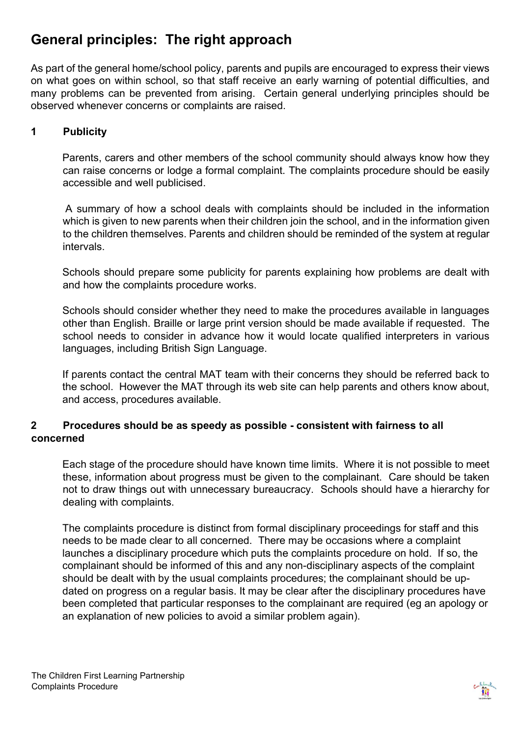# General principles: The right approach

As part of the general home/school policy, parents and pupils are encouraged to express their views on what goes on within school, so that staff receive an early warning of potential difficulties, and many problems can be prevented from arising. Certain general underlying principles should be observed whenever concerns or complaints are raised.

## 1 Publicity

Parents, carers and other members of the school community should always know how they can raise concerns or lodge a formal complaint. The complaints procedure should be easily accessible and well publicised.

A summary of how a school deals with complaints should be included in the information which is given to new parents when their children join the school, and in the information given to the children themselves. Parents and children should be reminded of the system at regular intervals.

Schools should prepare some publicity for parents explaining how problems are dealt with and how the complaints procedure works.

Schools should consider whether they need to make the procedures available in languages other than English. Braille or large print version should be made available if requested. The school needs to consider in advance how it would locate qualified interpreters in various languages, including British Sign Language.

If parents contact the central MAT team with their concerns they should be referred back to the school. However the MAT through its web site can help parents and others know about, and access, procedures available.

## 2 Procedures should be as speedy as possible - consistent with fairness to all concerned

Each stage of the procedure should have known time limits. Where it is not possible to meet these, information about progress must be given to the complainant. Care should be taken not to draw things out with unnecessary bureaucracy. Schools should have a hierarchy for dealing with complaints.

The complaints procedure is distinct from formal disciplinary proceedings for staff and this needs to be made clear to all concerned. There may be occasions where a complaint launches a disciplinary procedure which puts the complaints procedure on hold. If so, the complainant should be informed of this and any non-disciplinary aspects of the complaint should be dealt with by the usual complaints procedures; the complainant should be up-dated on progress on a regular basis. It may be clear after the disciplinary procedures have been completed that particular responses to the complainant are required (eg an apology or an explanation of new policies to avoid a similar problem again).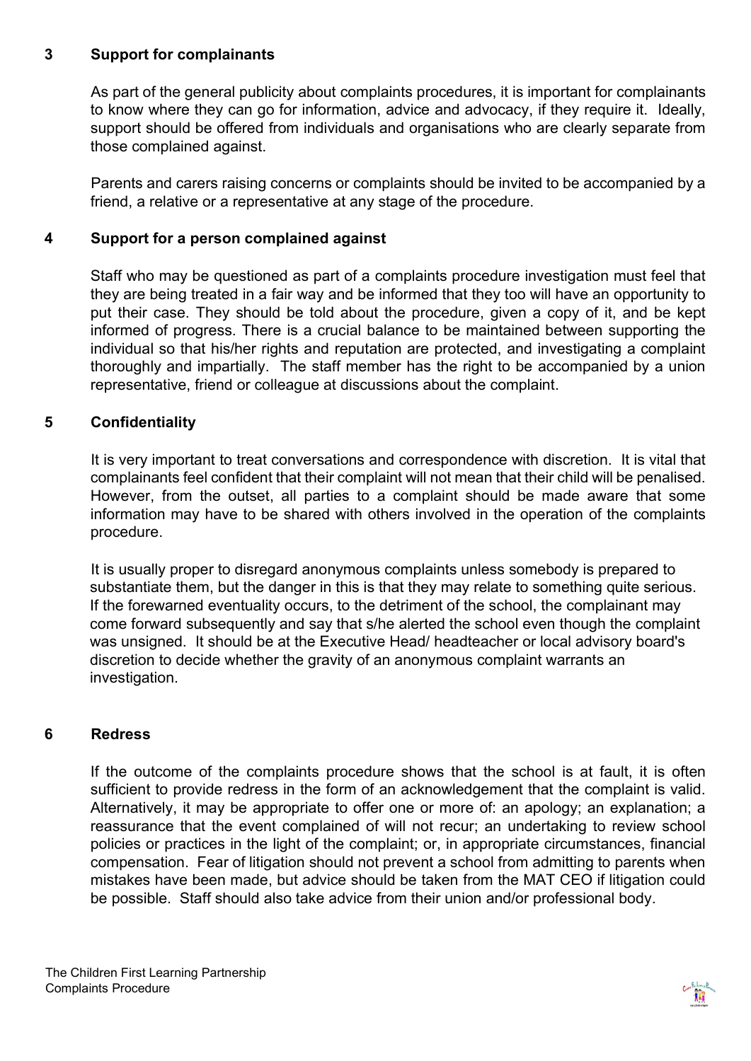## 3 Support for complainants

As part of the general publicity about complaints procedures, it is important for complainants to know where they can go for information, advice and advocacy, if they require it. Ideally, support should be offered from individuals and organisations who are clearly separate from those complained against.

Parents and carers raising concerns or complaints should be invited to be accompanied by a friend, a relative or a representative at any stage of the procedure.

## 4 Support for a person complained against

Staff who may be questioned as part of a complaints procedure investigation must feel that they are being treated in a fair way and be informed that they too will have an opportunity to put their case. They should be told about the procedure, given a copy of it, and be kept informed of progress. There is a crucial balance to be maintained between supporting the individual so that his/her rights and reputation are protected, and investigating a complaint thoroughly and impartially. The staff member has the right to be accompanied by a union representative, friend or colleague at discussions about the complaint.

## 5 Confidentiality

It is very important to treat conversations and correspondence with discretion. It is vital that complainants feel confident that their complaint will not mean that their child will be penalised. However, from the outset, all parties to a complaint should be made aware that some information may have to be shared with others involved in the operation of the complaints procedure.

It is usually proper to disregard anonymous complaints unless somebody is prepared to substantiate them, but the danger in this is that they may relate to something quite serious. If the forewarned eventuality occurs, to the detriment of the school, the complainant may come forward subsequently and say that s/he alerted the school even though the complaint was unsigned. It should be at the Executive Head/ headteacher or local advisory board's discretion to decide whether the gravity of an anonymous complaint warrants an investigation.

## 6 Redress

If the outcome of the complaints procedure shows that the school is at fault, it is often sufficient to provide redress in the form of an acknowledgement that the complaint is valid. Alternatively, it may be appropriate to offer one or more of: an apology; an explanation; a reassurance that the event complained of will not recur; an undertaking to review school policies or practices in the light of the complaint; or, in appropriate circumstances, financial compensation. Fear of litigation should not prevent a school from admitting to parents when mistakes have been made, but advice should be taken from the MAT CEO if litigation could be possible. Staff should also take advice from their union and/or professional body.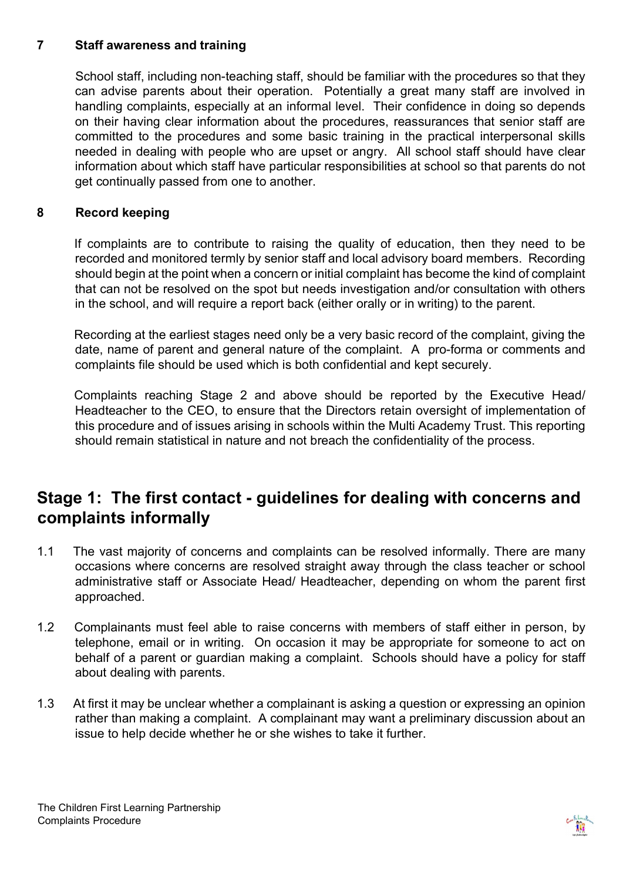**7 Staff awareness and training**

School staff, including non-teaching staff, should be familiar with the procedures so that they can advise parents about their operation. Potentially a great many staff are involved in handling complaints, especially at an informal level. Their confidence in doing so depends on their having clear information about the procedures, reassurances that senior staff are committed to the procedures and some basic training in the practical interpersonal skills needed in dealing with people who are upset or angry. All school staff should have clear information about which staff have particular responsibilities at school so that parents do not get continually passed from one to another.

**8 Record keeping**

If complaints are to contribute to raising the quality of education, then they need to be recorded and monitored termly by senior staff and local advisory board members. Recording should begin at the point when a concern or initial complaint has become the kind of complaint that can not be resolved on the spot but needs investigation and/or consultation with others in the school, and will require a report back (either orally or in writing) to the parent.

Recording at the earliest stages need only be a very basic record of the complaint, giving the date, name of parent and general nature of the complaint. A pro-forma or comments and complaints file should be used which is both confidential and kept securely.

Complaints reaching Stage 2 and above should be reported by the Executive Head/ Headteacher to the CEO, to ensure that the Directors retain oversight of implementation of this procedure and of issues arising in schools within the Multi Academy Trust. This reporting should remain statistical in nature and not breach the confidentiality of the process.

## Stage 1: The first contact - guidelines for dealing with concerns and complaints informally

1.1 The vast majority of concerns and complaints can be resolved informally. There are many occasions where concerns are resolved straight away through the class teacher or school administrative staff or Associate Head/ Headteacher, depending on whom the parent first approached.

1.2 Complainants must feel able to raise concerns with members of staff either in person, by telephone, email or in writing. On occasion it may be appropriate for someone to act on behalf of a parent or guardian making a complaint. Schools should have a policy for staff about dealing with parents.

1.3 At first it may be unclear whether a complainant is asking a question or expressing an opinion rather than making a complaint. A complainant may want a preliminary discussion about an issue to help decide whether he or she wishes to take it further.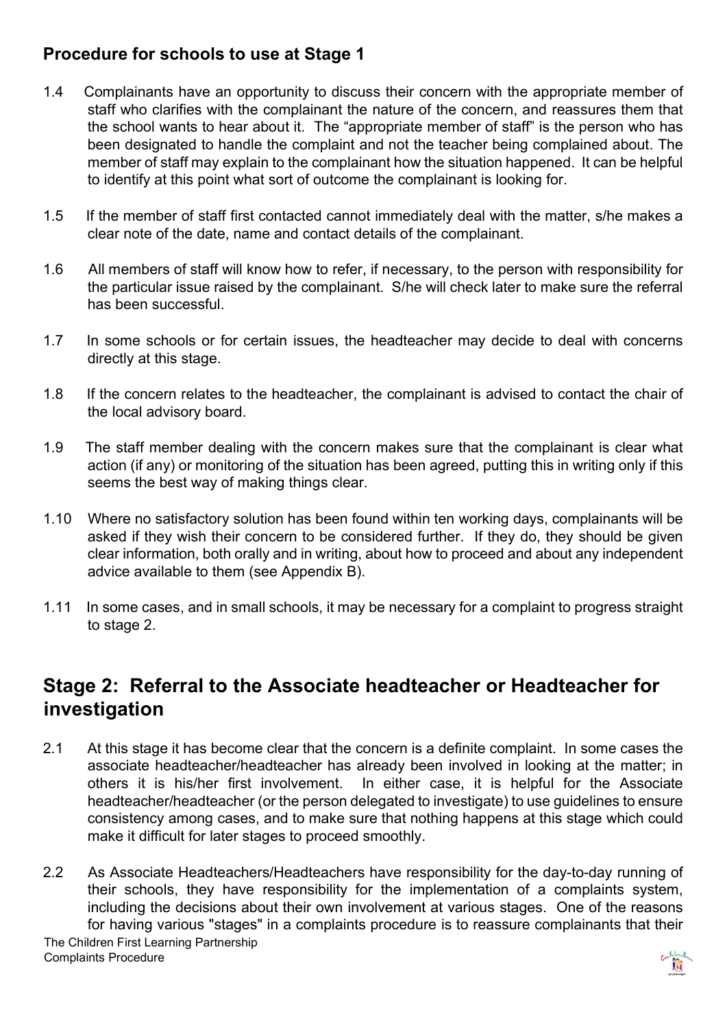### Procedure for schools to use at Stage 1

1.4 Complainants have an opportunity to discuss their concern with the appropriate member of staff who clarifies with the complainant the nature of the concern, and reassures them that the school wants to hear about it. The "appropriate member of staff" is the person who has been designated to handle the complaint and not the teacher being complained about. The member of staff may explain to the complainant how the situation happened. It can be helpful to identify at this point what sort of outcome the complainant is looking for.

1.5 If the member of staff first contacted cannot immediately deal with the matter, s/he makes a clear note of the date, name and contact details of the complainant.

1.6 All members of staff will know how to refer, if necessary, to the person with responsibility for the particular issue raised by the complainant. S/he will check later to make sure the referral has been successful.

1.7 In some schools or for certain issues, the headteacher may decide to deal with concerns directly at this stage.

1.8 If the concern relates to the headteacher, the complainant is advised to contact the chair of the local advisory board.

1.9 The staff member dealing with the concern makes sure that the complainant is clear what action (if any) or monitoring of the situation has been agreed, putting this in writing only if this seems the best way of making things clear.

1.10 Where no satisfactory solution has been found within ten working days, complainants will be asked if they wish their concern to be considered further. If they do, they should be given clear information, both orally and in writing, about how to proceed and about any independent advice available to them (see Appendix B).

1.11 In some cases, and in small schools, it may be necessary for a complaint to progress straight to stage 2.

## Stage 2: Referral to the Associate headteacher or Headteacher for investigation

2.1 At this stage it has become clear that the concern is a definite complaint. In some cases the associate headteacher/headteacher has already been involved in looking at the matter; in others it is his/her first involvement. In either case, it is helpful for the Associate headteacher/headteacher (or the person delegated to investigate) to use guidelines to ensure consistency among cases, and to make sure that nothing happens at this stage which could make it difficult for later stages to proceed smoothly.

2.2 As Associate Headteachers/Headteachers have responsibility for the day-to-day running of their schools, they have responsibility for the implementation of a complaints system, including the decisions about their own involvement at various stages. One of the reasons for having various "stages" in a complaints procedure is to reassure complainants that their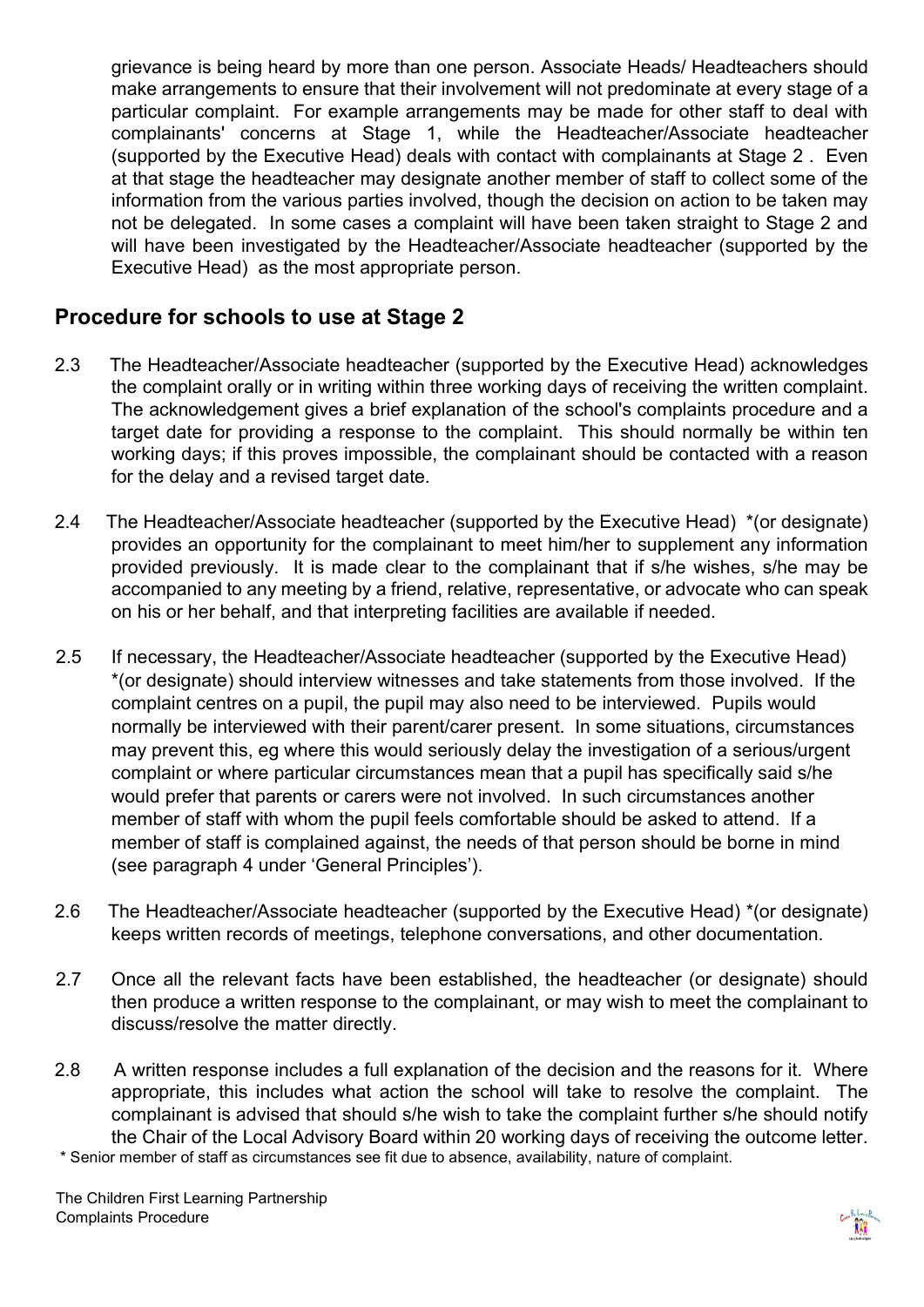grievance is being heard by more than one person. Associate Heads/ Headteachers should make arrangements to ensure that their involvement will not predominate at every stage of a particular complaint. For example arrangements may be made for other staff to deal with complainants' concerns at Stage 1, while the Headteacher/Associate headteacher (supported by the Executive Head) deals with contact with complainants at Stage 2 . Even at that stage the headteacher may designate another member of staff to collect some of the information from the various parties involved, though the decision on action to be taken may not be delegated. In some cases a complaint will have been taken straight to Stage 2 and will have been investigated by the Headteacher/Associate headteacher (supported by the Executive Head) as the most appropriate person.

## Procedure for schools to use at Stage 2

2.3 The Headteacher/Associate headteacher (supported by the Executive Head) acknowledges the complaint orally or in writing within three working days of receiving the written complaint. The acknowledgement gives a brief explanation of the school's complaints procedure and a target date for providing a response to the complaint. This should normally be within ten working days; if this proves impossible, the complainant should be contacted with a reason for the delay and a revised target date.

2.4 The Headteacher/Associate headteacher (supported by the Executive Head) *(or designate) provides an opportunity for the complainant to meet him/her to supplement any information provided previously. It is made clear to the complainant that if s/he wishes, s/he may be accompanied to any meeting by a friend, relative, representative, or advocate who can speak on his or her behalf, and that interpreting facilities are available if needed.

2.5 If necessary, the Headteacher/Associate headteacher (supported by the Executive Head) *(or designate) should interview witnesses and take statements from those involved. If the complaint centres on a pupil, the pupil may also need to be interviewed. Pupils would normally be interviewed with their parent/carer present. In some situations, circumstances may prevent this, eg where this would seriously delay the investigation of a serious/urgent complaint or where particular circumstances mean that a pupil has specifically said s/he would prefer that parents or carers were not involved. In such circumstances another member of staff with whom the pupil feels comfortable should be asked to attend. If a member of staff is complained against, the needs of that person should be borne in mind (see paragraph 4 under 'General Principles').

2.6 The Headteacher/Associate headteacher (supported by the Executive Head) *(or designate) keeps written records of meetings, telephone conversations, and other documentation.

2.7 Once all the relevant facts have been established, the headteacher (or designate) should then produce a written response to the complainant, or may wish to meet the complainant to discuss/resolve the matter directly.

2.8 A written response includes a full explanation of the decision and the reasons for it. Where appropriate, this includes what action the school will take to resolve the complaint. The complainant is advised that should s/he wish to take the complaint further s/he should notify the Chair of the Local Advisory Board within 20 working days of receiving the outcome letter.

\* Senior member of staff as circumstances see fit due to absence, availability, nature of complaint.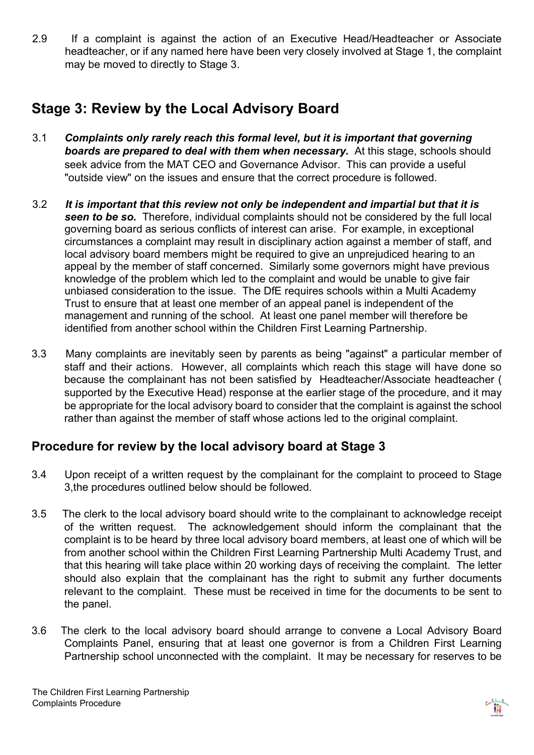2.9 If a complaint is against the action of an Executive Head/Headteacher or Associate headteacher, or if any named here have been very closely involved at Stage 1, the complaint may be moved to directly to Stage 3.

## Stage 3: Review by the Local Advisory Board

3.1 ***Complaints only rarely reach this formal level, but it is important that governing boards are prepared to deal with them when necessary.*** At this stage, schools should seek advice from the MAT CEO and Governance Advisor. This can provide a useful "outside view" on the issues and ensure that the correct procedure is followed.

3.2 ***It is important that this review not only be independent and impartial but that it is seen to be so.*** Therefore, individual complaints should not be considered by the full local governing board as serious conflicts of interest can arise. For example, in exceptional circumstances a complaint may result in disciplinary action against a member of staff, and local advisory board members might be required to give an unprejudiced hearing to an appeal by the member of staff concerned. Similarly some governors might have previous knowledge of the problem which led to the complaint and would be unable to give fair unbiased consideration to the issue. The DfE requires schools within a Multi Academy Trust to ensure that at least one member of an appeal panel is independent of the management and running of the school. At least one panel member will therefore be identified from another school within the Children First Learning Partnership.

3.3 Many complaints are inevitably seen by parents as being "against" a particular member of staff and their actions. However, all complaints which reach this stage will have done so because the complainant has not been satisfied by Headteacher/Associate headteacher ( supported by the Executive Head) response at the earlier stage of the procedure, and it may be appropriate for the local advisory board to consider that the complaint is against the school rather than against the member of staff whose actions led to the original complaint.

### Procedure for review by the local advisory board at Stage 3

3.4 Upon receipt of a written request by the complainant for the complaint to proceed to Stage 3,the procedures outlined below should be followed.

3.5 The clerk to the local advisory board should write to the complainant to acknowledge receipt of the written request. The acknowledgement should inform the complainant that the complaint is to be heard by three local advisory board members, at least one of which will be from another school within the Children First Learning Partnership Multi Academy Trust, and that this hearing will take place within 20 working days of receiving the complaint. The letter should also explain that the complainant has the right to submit any further documents relevant to the complaint. These must be received in time for the documents to be sent to the panel.

3.6 The clerk to the local advisory board should arrange to convene a Local Advisory Board Complaints Panel, ensuring that at least one governor is from a Children First Learning Partnership school unconnected with the complaint. It may be necessary for reserves to be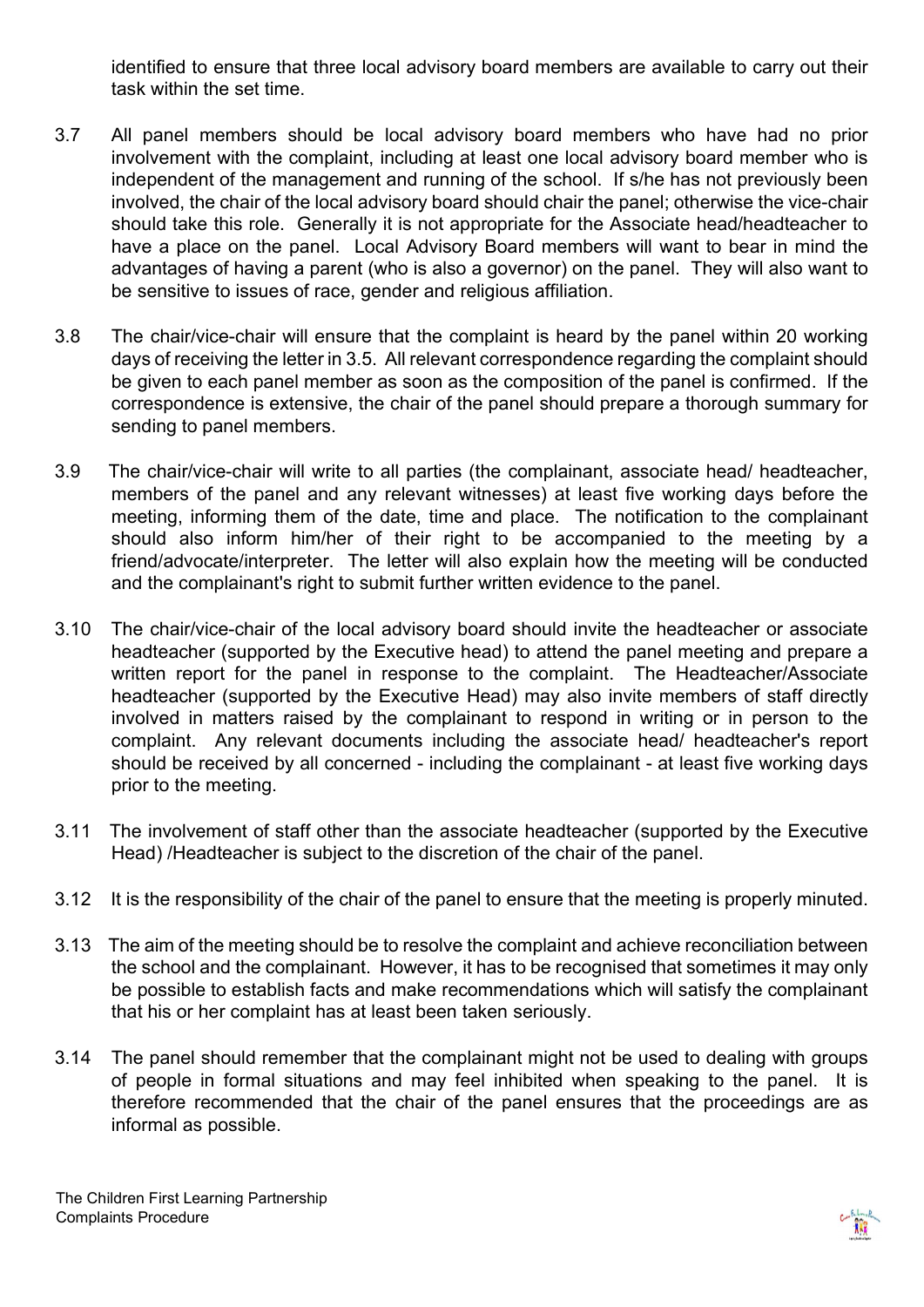identified to ensure that three local advisory board members are available to carry out their task within the set time.

3.7 All panel members should be local advisory board members who have had no prior involvement with the complaint, including at least one local advisory board member who is independent of the management and running of the school. If s/he has not previously been involved, the chair of the local advisory board should chair the panel; otherwise the vice-chair should take this role. Generally it is not appropriate for the Associate head/headteacher to have a place on the panel. Local Advisory Board members will want to bear in mind the advantages of having a parent (who is also a governor) on the panel. They will also want to be sensitive to issues of race, gender and religious affiliation.

3.8 The chair/vice-chair will ensure that the complaint is heard by the panel within 20 working days of receiving the letter in 3.5. All relevant correspondence regarding the complaint should be given to each panel member as soon as the composition of the panel is confirmed. If the correspondence is extensive, the chair of the panel should prepare a thorough summary for sending to panel members.

3.9 The chair/vice-chair will write to all parties (the complainant, associate head/ headteacher, members of the panel and any relevant witnesses) at least five working days before the meeting, informing them of the date, time and place. The notification to the complainant should also inform him/her of their right to be accompanied to the meeting by a friend/advocate/interpreter. The letter will also explain how the meeting will be conducted and the complainant's right to submit further written evidence to the panel.

3.10 The chair/vice-chair of the local advisory board should invite the headteacher or associate headteacher (supported by the Executive head) to attend the panel meeting and prepare a written report for the panel in response to the complaint. The Headteacher/Associate headteacher (supported by the Executive Head) may also invite members of staff directly involved in matters raised by the complainant to respond in writing or in person to the complaint. Any relevant documents including the associate head/ headteacher's report should be received by all concerned - including the complainant - at least five working days prior to the meeting.

3.11 The involvement of staff other than the associate headteacher (supported by the Executive Head) /Headteacher is subject to the discretion of the chair of the panel.

3.12 It is the responsibility of the chair of the panel to ensure that the meeting is properly minuted.

3.13 The aim of the meeting should be to resolve the complaint and achieve reconciliation between the school and the complainant. However, it has to be recognised that sometimes it may only be possible to establish facts and make recommendations which will satisfy the complainant that his or her complaint has at least been taken seriously.

3.14 The panel should remember that the complainant might not be used to dealing with groups of people in formal situations and may feel inhibited when speaking to the panel. It is therefore recommended that the chair of the panel ensures that the proceedings are as informal as possible.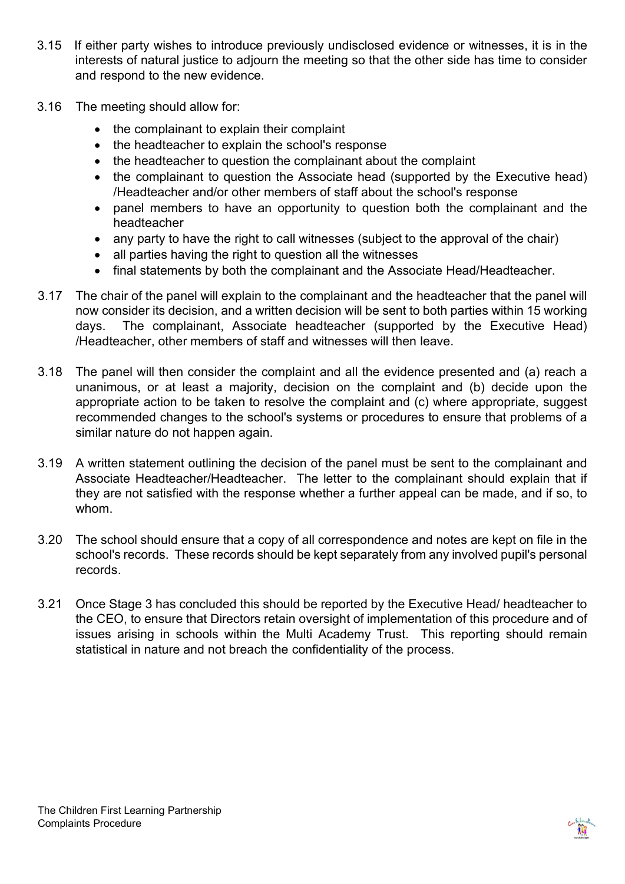3.15 If either party wishes to introduce previously undisclosed evidence or witnesses, it is in the interests of natural justice to adjourn the meeting so that the other side has time to consider and respond to the new evidence.

3.16 The meeting should allow for:

- the complainant to explain their complaint
- the headteacher to explain the school's response
- the headteacher to question the complainant about the complaint
- the complainant to question the Associate head (supported by the Executive head) /Headteacher and/or other members of staff about the school's response
- panel members to have an opportunity to question both the complainant and the headteacher
- any party to have the right to call witnesses (subject to the approval of the chair)
- all parties having the right to question all the witnesses
- final statements by both the complainant and the Associate Head/Headteacher.

3.17 The chair of the panel will explain to the complainant and the headteacher that the panel will now consider its decision, and a written decision will be sent to both parties within 15 working days. The complainant, Associate headteacher (supported by the Executive Head) /Headteacher, other members of staff and witnesses will then leave.

3.18 The panel will then consider the complaint and all the evidence presented and (a) reach a unanimous, or at least a majority, decision on the complaint and (b) decide upon the appropriate action to be taken to resolve the complaint and (c) where appropriate, suggest recommended changes to the school's systems or procedures to ensure that problems of a similar nature do not happen again.

3.19 A written statement outlining the decision of the panel must be sent to the complainant and Associate Headteacher/Headteacher. The letter to the complainant should explain that if they are not satisfied with the response whether a further appeal can be made, and if so, to whom.

3.20 The school should ensure that a copy of all correspondence and notes are kept on file in the school's records. These records should be kept separately from any involved pupil's personal records.

3.21 Once Stage 3 has concluded this should be reported by the Executive Head/ headteacher to the CEO, to ensure that Directors retain oversight of implementation of this procedure and of issues arising in schools within the Multi Academy Trust. This reporting should remain statistical in nature and not breach the confidentiality of the process.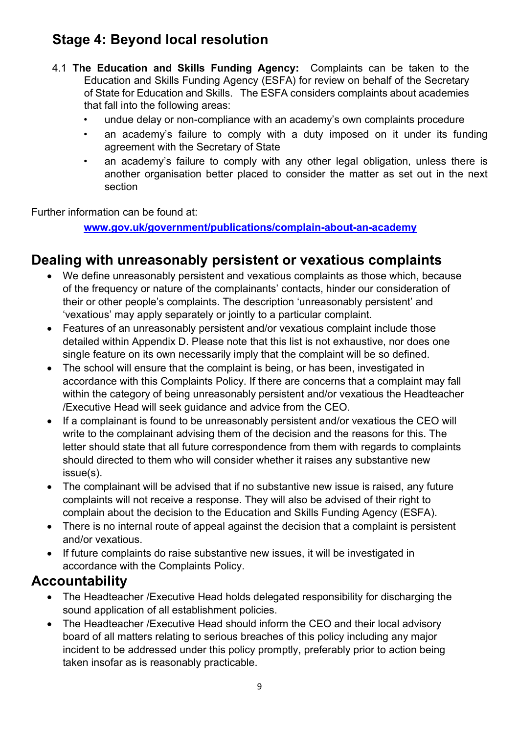## Stage 4: Beyond local resolution

4.1 **The Education and Skills Funding Agency:** Complaints can be taken to the Education and Skills Funding Agency (ESFA) for review on behalf of the Secretary of State for Education and Skills. The ESFA considers complaints about academies that fall into the following areas:

- undue delay or non-compliance with an academy's own complaints procedure
- an academy's failure to comply with a duty imposed on it under its funding agreement with the Secretary of State
- an academy's failure to comply with any other legal obligation, unless there is another organisation better placed to consider the matter as set out in the next section

Further information can be found at:

**[www.gov.uk/government/publications/complain-about-an-academy](www.gov.uk/government/publications/complain-about-an-academy)**

## Dealing with unreasonably persistent or vexatious complaints

- We define unreasonably persistent and vexatious complaints as those which, because of the frequency or nature of the complainants' contacts, hinder our consideration of their or other people's complaints. The description 'unreasonably persistent' and 'vexatious' may apply separately or jointly to a particular complaint.
- Features of an unreasonably persistent and/or vexatious complaint include those detailed within Appendix D. Please note that this list is not exhaustive, nor does one single feature on its own necessarily imply that the complaint will be so defined.
- The school will ensure that the complaint is being, or has been, investigated in accordance with this Complaints Policy. If there are concerns that a complaint may fall within the category of being unreasonably persistent and/or vexatious the Headteacher /Executive Head will seek guidance and advice from the CEO.
- If a complainant is found to be unreasonably persistent and/or vexatious the CEO will write to the complainant advising them of the decision and the reasons for this. The letter should state that all future correspondence from them with regards to complaints should directed to them who will consider whether it raises any substantive new issue(s).
- The complainant will be advised that if no substantive new issue is raised, any future complaints will not receive a response. They will also be advised of their right to complain about the decision to the Education and Skills Funding Agency (ESFA).
- There is no internal route of appeal against the decision that a complaint is persistent and/or vexatious.
- If future complaints do raise substantive new issues, it will be investigated in accordance with the Complaints Policy.

## Accountability

- The Headteacher /Executive Head holds delegated responsibility for discharging the sound application of all establishment policies.
- The Headteacher /Executive Head should inform the CEO and their local advisory board of all matters relating to serious breaches of this policy including any major incident to be addressed under this policy promptly, preferably prior to action being taken insofar as is reasonably practicable.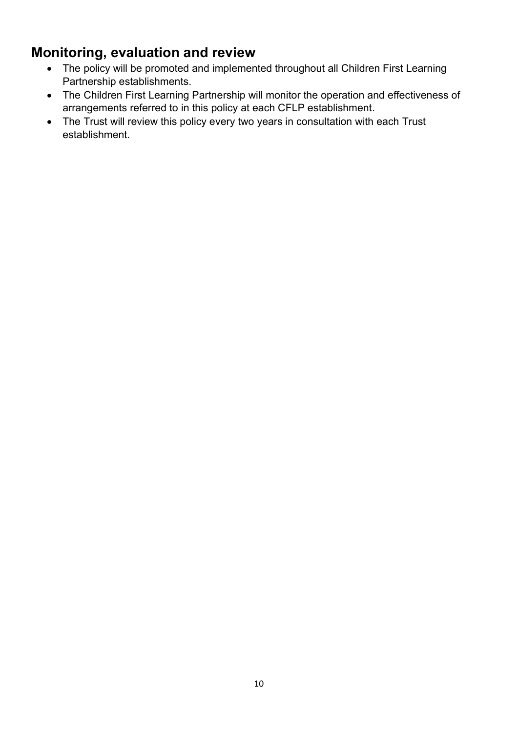## Monitoring, evaluation and review

- The policy will be promoted and implemented throughout all Children First Learning Partnership establishments.
- The Children First Learning Partnership will monitor the operation and effectiveness of arrangements referred to in this policy at each CFLP establishment.
- The Trust will review this policy every two years in consultation with each Trust establishment.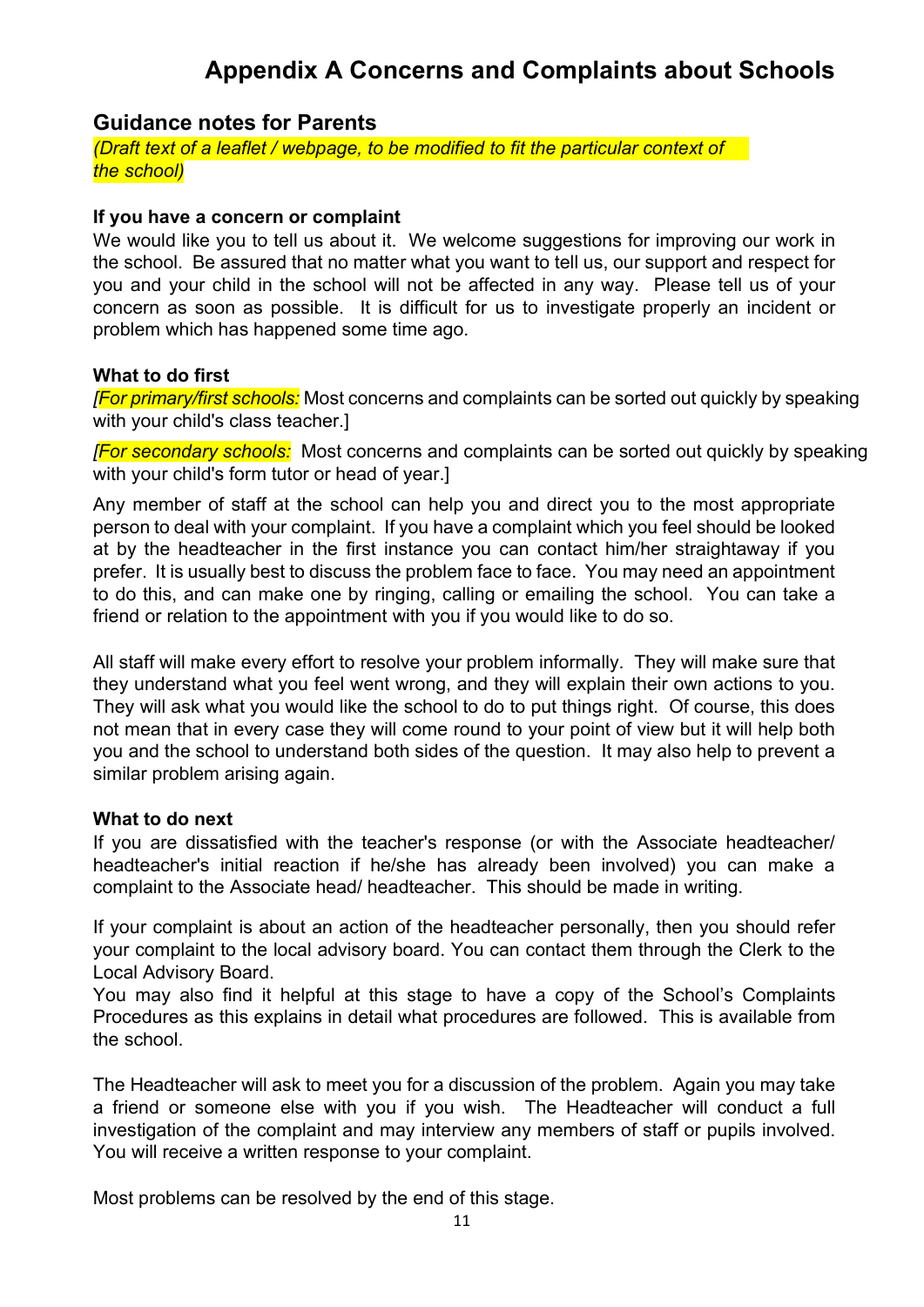# Appendix A Concerns and Complaints about Schools

## Guidance notes for Parents

*(Draft text of a leaflet / webpage, to be modified to fit the particular context of the school)*

**If you have a concern or complaint**

We would like you to tell us about it. We welcome suggestions for improving our work in the school. Be assured that no matter what you want to tell us, our support and respect for you and your child in the school will not be affected in any way. Please tell us of your concern as soon as possible. It is difficult for us to investigate properly an incident or problem which has happened some time ago.

**What to do first**

[*For primary/first schools:* Most concerns and complaints can be sorted out quickly by speaking with your child's class teacher.]

[*For secondary schools:* Most concerns and complaints can be sorted out quickly by speaking with your child's form tutor or head of year.]

Any member of staff at the school can help you and direct you to the most appropriate person to deal with your complaint. If you have a complaint which you feel should be looked at by the headteacher in the first instance you can contact him/her straightaway if you prefer. It is usually best to discuss the problem face to face. You may need an appointment to do this, and can make one by ringing, calling or emailing the school. You can take a friend or relation to the appointment with you if you would like to do so.

All staff will make every effort to resolve your problem informally. They will make sure that they understand what you feel went wrong, and they will explain their own actions to you. They will ask what you would like the school to do to put things right. Of course, this does not mean that in every case they will come round to your point of view but it will help both you and the school to understand both sides of the question. It may also help to prevent a similar problem arising again.

**What to do next**

If you are dissatisfied with the teacher's response (or with the Associate headteacher/ headteacher's initial reaction if he/she has already been involved) you can make a complaint to the Associate head/ headteacher. This should be made in writing.

If your complaint is about an action of the headteacher personally, then you should refer your complaint to the local advisory board. You can contact them through the Clerk to the Local Advisory Board.
You may also find it helpful at this stage to have a copy of the School's Complaints Procedures as this explains in detail what procedures are followed. This is available from the school.

The Headteacher will ask to meet you for a discussion of the problem. Again you may take a friend or someone else with you if you wish. The Headteacher will conduct a full investigation of the complaint and may interview any members of staff or pupils involved. You will receive a written response to your complaint.

Most problems can be resolved by the end of this stage.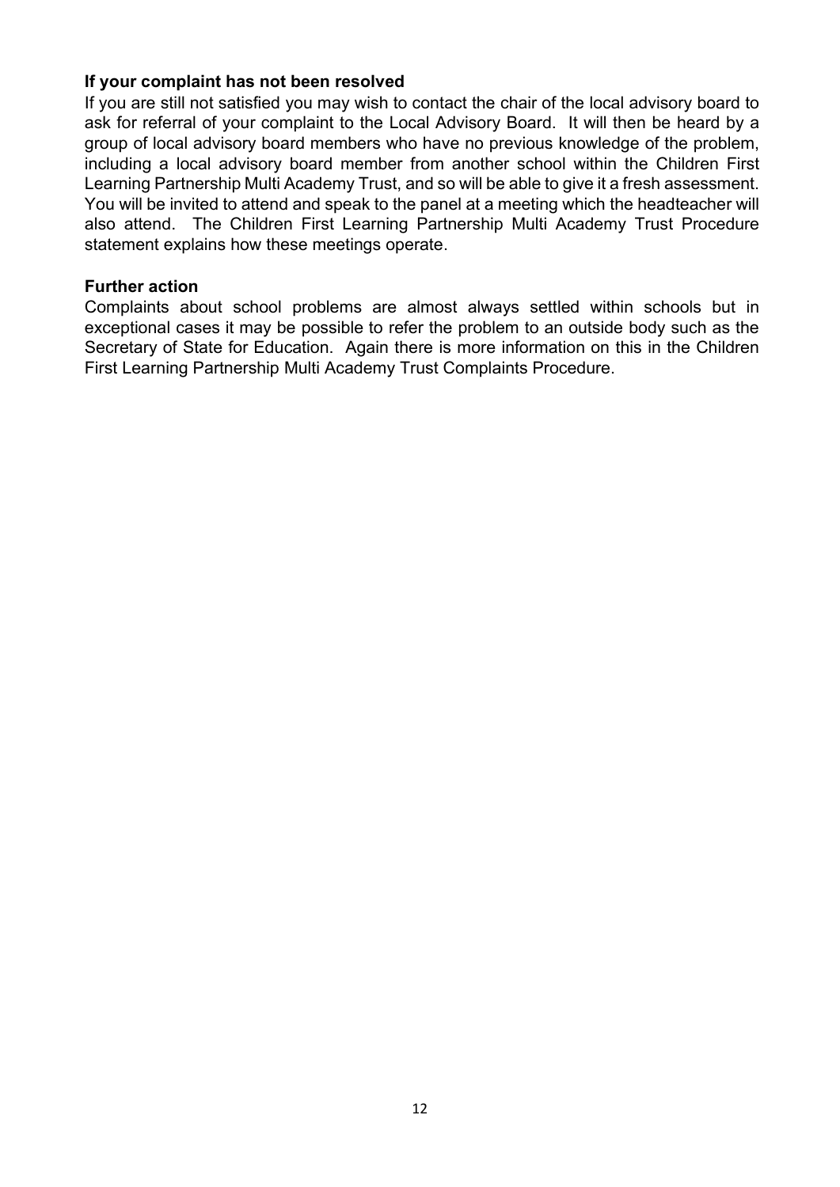**If your complaint has not been resolved**

If you are still not satisfied you may wish to contact the chair of the local advisory board to ask for referral of your complaint to the Local Advisory Board. It will then be heard by a group of local advisory board members who have no previous knowledge of the problem, including a local advisory board member from another school within the Children First Learning Partnership Multi Academy Trust, and so will be able to give it a fresh assessment. You will be invited to attend and speak to the panel at a meeting which the headteacher will also attend. The Children First Learning Partnership Multi Academy Trust Procedure statement explains how these meetings operate.

**Further action**

Complaints about school problems are almost always settled within schools but in exceptional cases it may be possible to refer the problem to an outside body such as the Secretary of State for Education. Again there is more information on this in the Children First Learning Partnership Multi Academy Trust Complaints Procedure.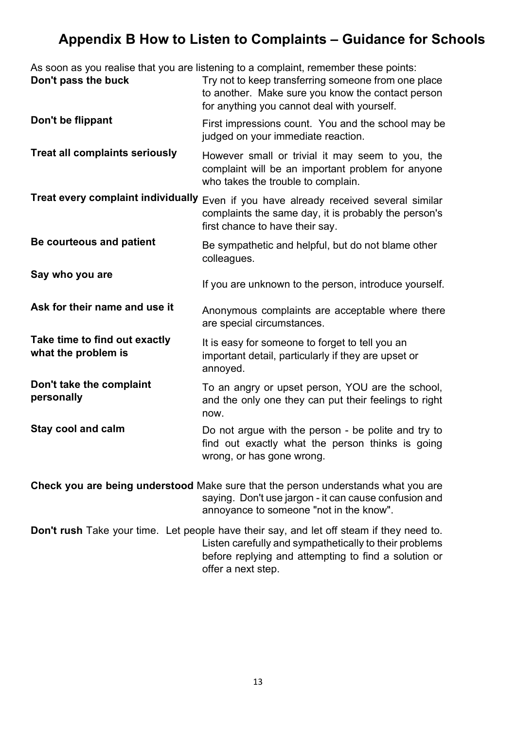# Appendix B How to Listen to Complaints – Guidance for Schools

As soon as you realise that you are listening to a complaint, remember these points:

**Don't pass the buck** Try not to keep transferring someone from one place to another. Make sure you know the contact person for anything you cannot deal with yourself.

**Don't be flippant** First impressions count. You and the school may be judged on your immediate reaction.

**Treat all complaints seriously** However small or trivial it may seem to you, the complaint will be an important problem for anyone who takes the trouble to complain.

**Treat every complaint individually** Even if you have already received several similar complaints the same day, it is probably the person's first chance to have their say.

**Be courteous and patient** Be sympathetic and helpful, but do not blame other colleagues.

**Say who you are** If you are unknown to the person, introduce yourself.

**Ask for their name and use it** Anonymous complaints are acceptable where there are special circumstances.

**Take time to find out exactly what the problem is** It is easy for someone to forget to tell you an important detail, particularly if they are upset or annoyed.

**Don't take the complaint personally** To an angry or upset person, YOU are the school, and the only one they can put their feelings to right now.

**Stay cool and calm** Do not argue with the person - be polite and try to find out exactly what the person thinks is going wrong, or has gone wrong.

**Check you are being understood** Make sure that the person understands what you are saying. Don't use jargon - it can cause confusion and annoyance to someone "not in the know".

**Don't rush** Take your time. Let people have their say, and let off steam if they need to. Listen carefully and sympathetically to their problems before replying and attempting to find a solution or offer a next step.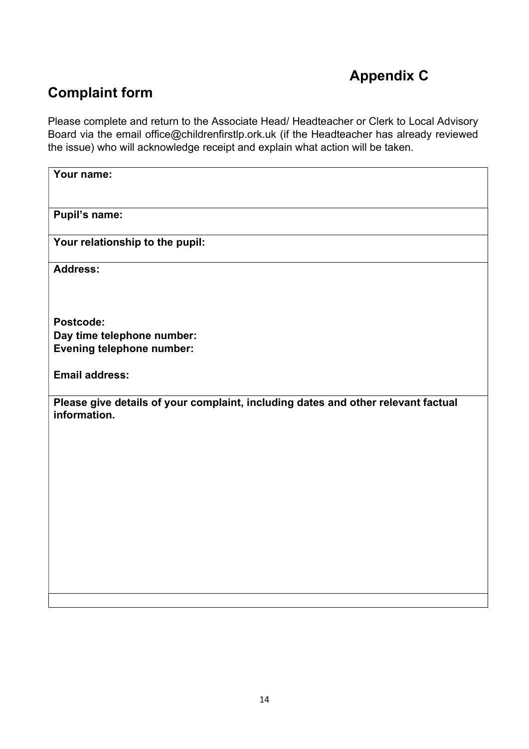## Appendix C

## Complaint form

Please complete and return to the Associate Head/ Headteacher or Clerk to Local Advisory Board via the email office@childrenfirstlp.ork.uk (if the Headteacher has already reviewed the issue) who will acknowledge receipt and explain what action will be taken.

| **Your name:** |
|---|
| **Pupil's name:** |
| **Your relationship to the pupil:** |
| **Address:**<br><br><br>**Postcode:**<br>**Day time telephone number:**<br>**Evening telephone number:**<br><br>**Email address:** |
| **Please give details of your complaint, including dates and other relevant factual information.** |
| |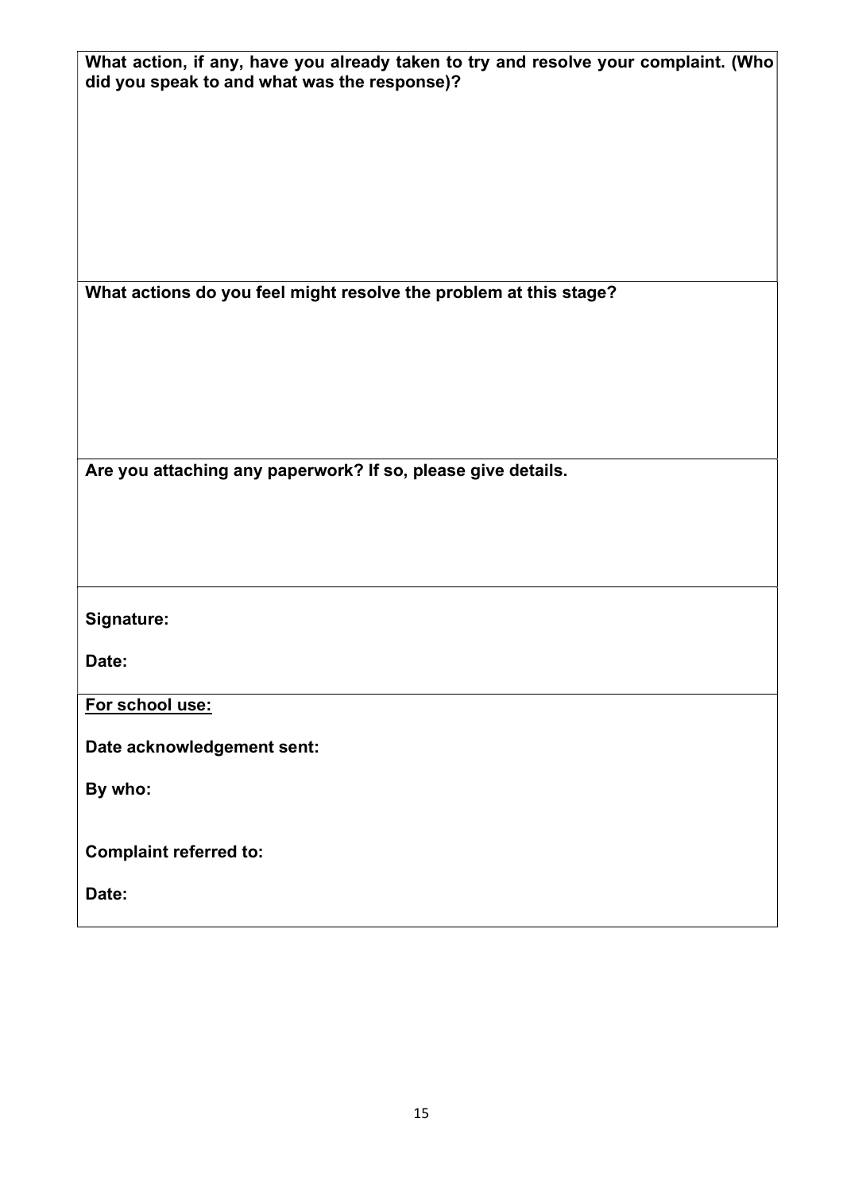**What action, if any, have you already taken to try and resolve your complaint. (Who did you speak to and what was the response)?**

**What actions do you feel might resolve the problem at this stage?**

**Are you attaching any paperwork? If so, please give details.**

**Signature:**

**Date:**

**<u>For school use:</u>**

**Date acknowledgement sent:**

**By who:**

**Complaint referred to:**

**Date:**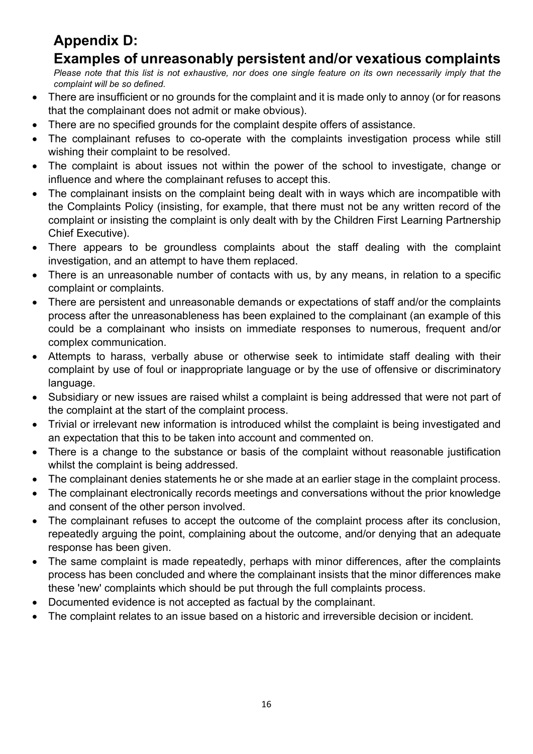# Appendix D:
# Examples of unreasonably persistent and/or vexatious complaints

*Please note that this list is not exhaustive, nor does one single feature on its own necessarily imply that the complaint will be so defined.*

- There are insufficient or no grounds for the complaint and it is made only to annoy (or for reasons that the complainant does not admit or make obvious).
- There are no specified grounds for the complaint despite offers of assistance.
- The complainant refuses to co-operate with the complaints investigation process while still wishing their complaint to be resolved.
- The complaint is about issues not within the power of the school to investigate, change or influence and where the complainant refuses to accept this.
- The complainant insists on the complaint being dealt with in ways which are incompatible with the Complaints Policy (insisting, for example, that there must not be any written record of the complaint or insisting the complaint is only dealt with by the Children First Learning Partnership Chief Executive).
- There appears to be groundless complaints about the staff dealing with the complaint investigation, and an attempt to have them replaced.
- There is an unreasonable number of contacts with us, by any means, in relation to a specific complaint or complaints.
- There are persistent and unreasonable demands or expectations of staff and/or the complaints process after the unreasonableness has been explained to the complainant (an example of this could be a complainant who insists on immediate responses to numerous, frequent and/or complex communication.
- Attempts to harass, verbally abuse or otherwise seek to intimidate staff dealing with their complaint by use of foul or inappropriate language or by the use of offensive or discriminatory language.
- Subsidiary or new issues are raised whilst a complaint is being addressed that were not part of the complaint at the start of the complaint process.
- Trivial or irrelevant new information is introduced whilst the complaint is being investigated and an expectation that this to be taken into account and commented on.
- There is a change to the substance or basis of the complaint without reasonable justification whilst the complaint is being addressed.
- The complainant denies statements he or she made at an earlier stage in the complaint process.
- The complainant electronically records meetings and conversations without the prior knowledge and consent of the other person involved.
- The complainant refuses to accept the outcome of the complaint process after its conclusion, repeatedly arguing the point, complaining about the outcome, and/or denying that an adequate response has been given.
- The same complaint is made repeatedly, perhaps with minor differences, after the complaints process has been concluded and where the complainant insists that the minor differences make these 'new' complaints which should be put through the full complaints process.
- Documented evidence is not accepted as factual by the complainant.
- The complaint relates to an issue based on a historic and irreversible decision or incident.